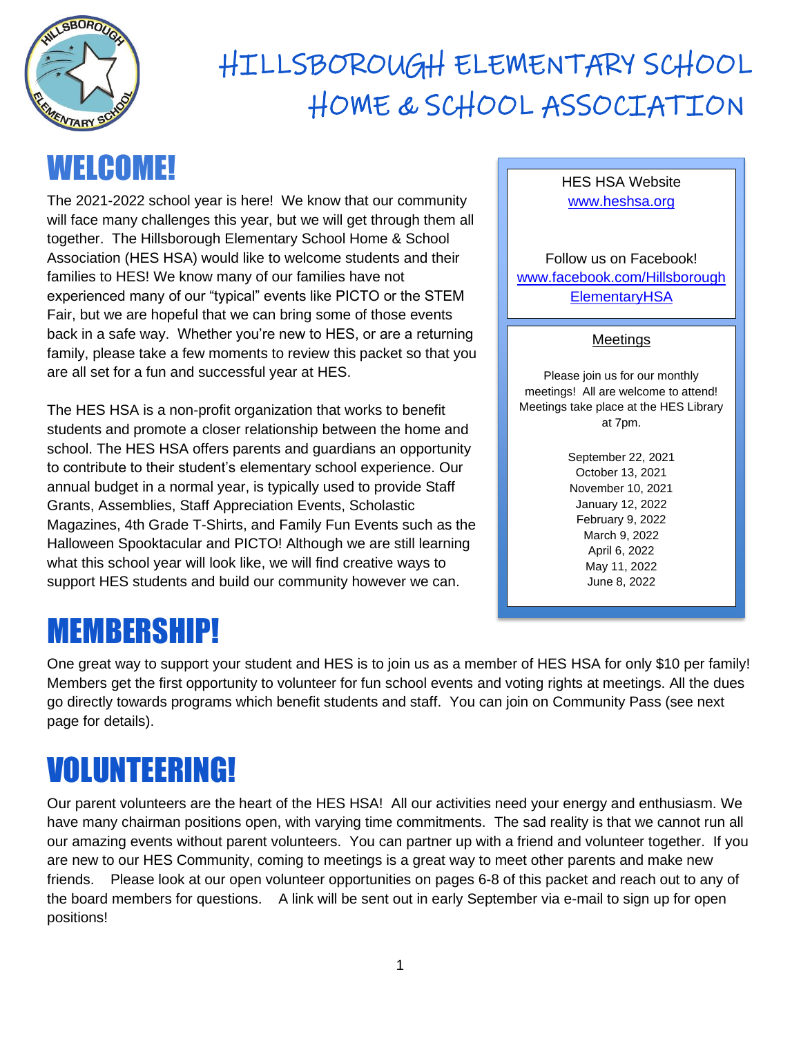# HILLSBOROUGH ELEMENTARY SCHOOL HOME & SCHOOL ASSOCIATION

## WELCOME!

The 2021-2022 school year is here! We know that our community will face many challenges this year, but we will get through them all together. The Hillsborough Elementary School Home & School Association (HES HSA) would like to welcome students and their families to HES! We know many of our families have not experienced many of our "typical" events like PICTO or the STEM Fair, but we are hopeful that we can bring some of those events back in a safe way. Whether you're new to HES, or are a returning family, please take a few moments to review this packet so that you are all set for a fun and successful year at HES.

The HES HSA is a non-profit organization that works to benefit students and promote a closer relationship between the home and school. The HES HSA offers parents and guardians an opportunity to contribute to their student's elementary school experience. Our annual budget in a normal year, is typically used to provide Staff Grants, Assemblies, Staff Appreciation Events, Scholastic Magazines, 4th Grade T-Shirts, and Family Fun Events such as the Halloween Spooktacular and PICTO! Although we are still learning what this school year will look like, we will find creative ways to support HES students and build our community however we can.

HES HSA Website
www.heshsa.org

Follow us on Facebook!
www.facebook.com/HillsboroughElementaryHSA

**Meetings**

Please join us for our monthly meetings! All are welcome to attend! Meetings take place at the HES Library at 7pm.

September 22, 2021
October 13, 2021
November 10, 2021
January 12, 2022
February 9, 2022
March 9, 2022
April 6, 2022
May 11, 2022
June 8, 2022

## MEMBERSHIP!

One great way to support your student and HES is to join us as a member of HES HSA for only $10 per family! Members get the first opportunity to volunteer for fun school events and voting rights at meetings. All the dues go directly towards programs which benefit students and staff. You can join on Community Pass (see next page for details).

## VOLUNTEERING!

Our parent volunteers are the heart of the HES HSA! All our activities need your energy and enthusiasm. We have many chairman positions open, with varying time commitments. The sad reality is that we cannot run all our amazing events without parent volunteers. You can partner up with a friend and volunteer together. If you are new to our HES Community, coming to meetings is a great way to meet other parents and make new friends. Please look at our open volunteer opportunities on pages 6-8 of this packet and reach out to any of the board members for questions. A link will be sent out in early September via e-mail to sign up for open positions!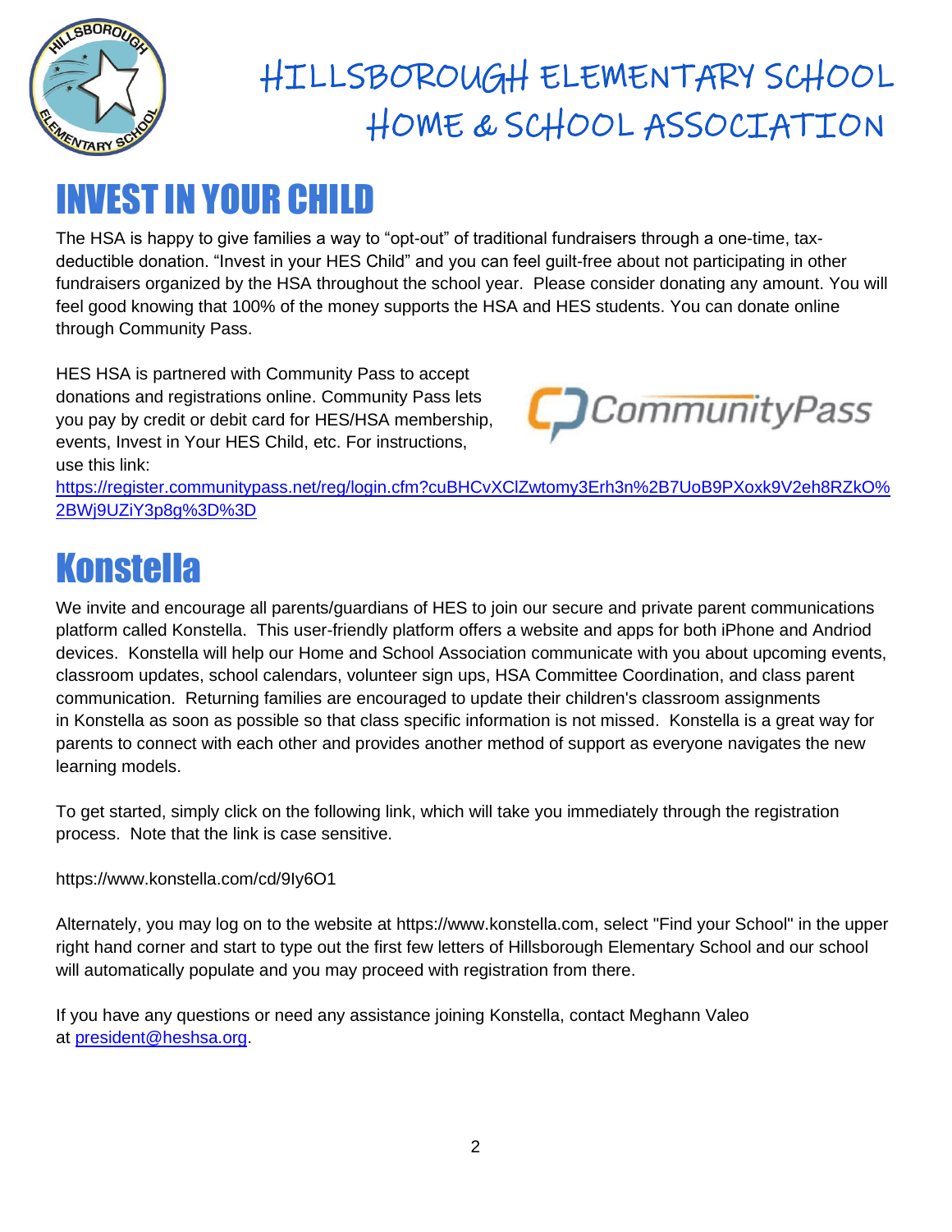# HILLSBOROUGH ELEMENTARY SCHOOL HOME & SCHOOL ASSOCIATION

## INVEST IN YOUR CHILD

The HSA is happy to give families a way to "opt-out" of traditional fundraisers through a one-time, tax-deductible donation. "Invest in your HES Child" and you can feel guilt-free about not participating in other fundraisers organized by the HSA throughout the school year. Please consider donating any amount. You will feel good knowing that 100% of the money supports the HSA and HES students. You can donate online through Community Pass.

HES HSA is partnered with Community Pass to accept donations and registrations online. Community Pass lets you pay by credit or debit card for HES/HSA membership, events, Invest in Your HES Child, etc. For instructions, use this link: https://register.communitypass.net/reg/login.cfm?cuBHCvXClZwtomy3Erh3n%2B7UoB9PXoxk9V2eh8RZkO%2BWj9UZiY3p8g%3D%3D

## Konstella

We invite and encourage all parents/guardians of HES to join our secure and private parent communications platform called Konstella. This user-friendly platform offers a website and apps for both iPhone and Andriod devices. Konstella will help our Home and School Association communicate with you about upcoming events, classroom updates, school calendars, volunteer sign ups, HSA Committee Coordination, and class parent communication. Returning families are encouraged to update their children's classroom assignments in Konstella as soon as possible so that class specific information is not missed. Konstella is a great way for parents to connect with each other and provides another method of support as everyone navigates the new learning models.

To get started, simply click on the following link, which will take you immediately through the registration process. Note that the link is case sensitive.

https://www.konstella.com/cd/9Iy6O1

Alternately, you may log on to the website at https://www.konstella.com, select "Find your School" in the upper right hand corner and start to type out the first few letters of Hillsborough Elementary School and our school will automatically populate and you may proceed with registration from there.

If you have any questions or need any assistance joining Konstella, contact Meghann Valeo at president@heshsa.org.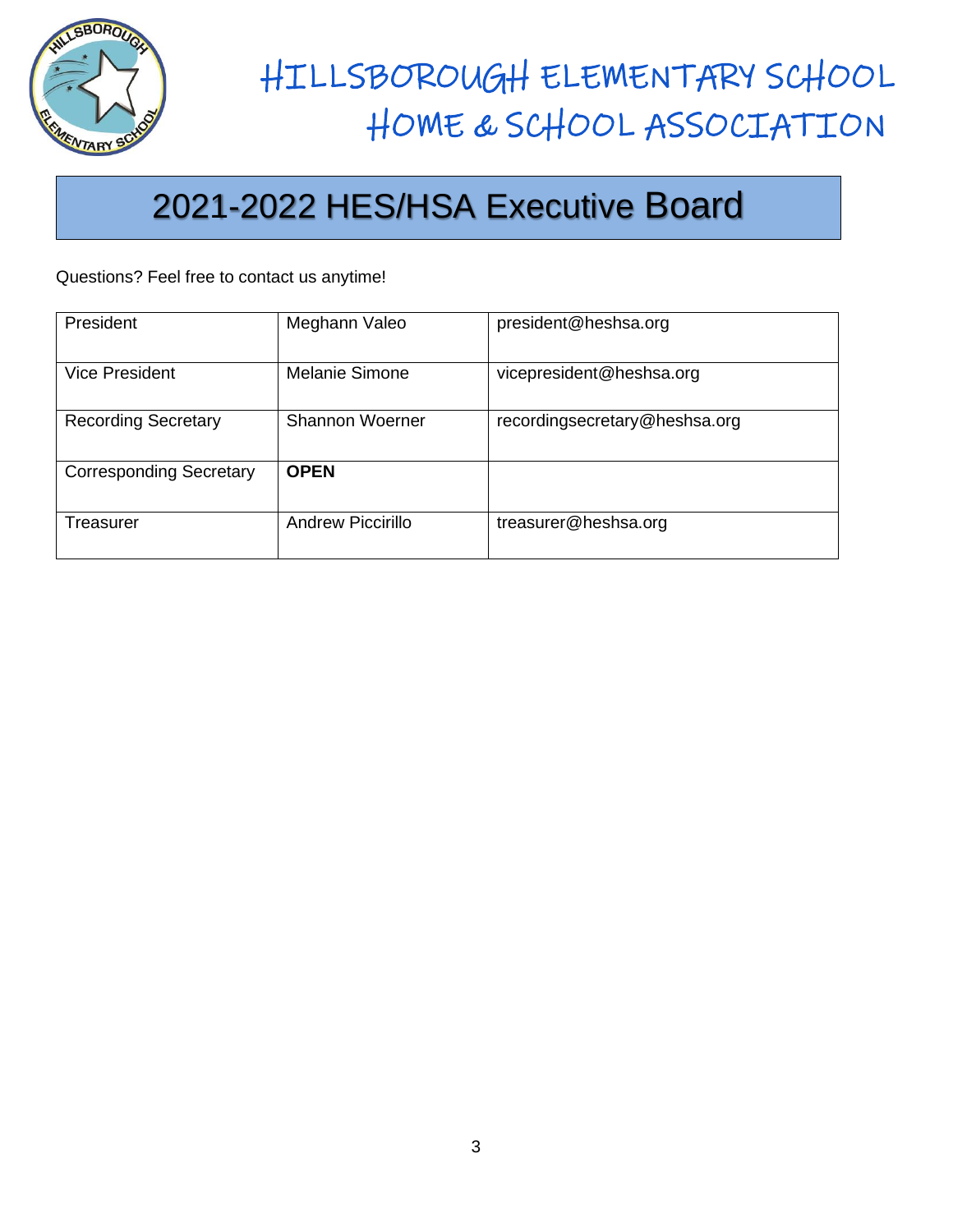# HILLSBOROUGH ELEMENTARY SCHOOL HOME & SCHOOL ASSOCIATION

## 2021-2022 HES/HSA Executive Board

Questions? Feel free to contact us anytime!

| | | |
|---|---|---|
| President | Meghann Valeo | president@heshsa.org |
| Vice President | Melanie Simone | vicepresident@heshsa.org |
| Recording Secretary | Shannon Woerner | recordingsecretary@heshsa.org |
| Corresponding Secretary | **OPEN** | |
| Treasurer | Andrew Piccirillo | treasurer@heshsa.org |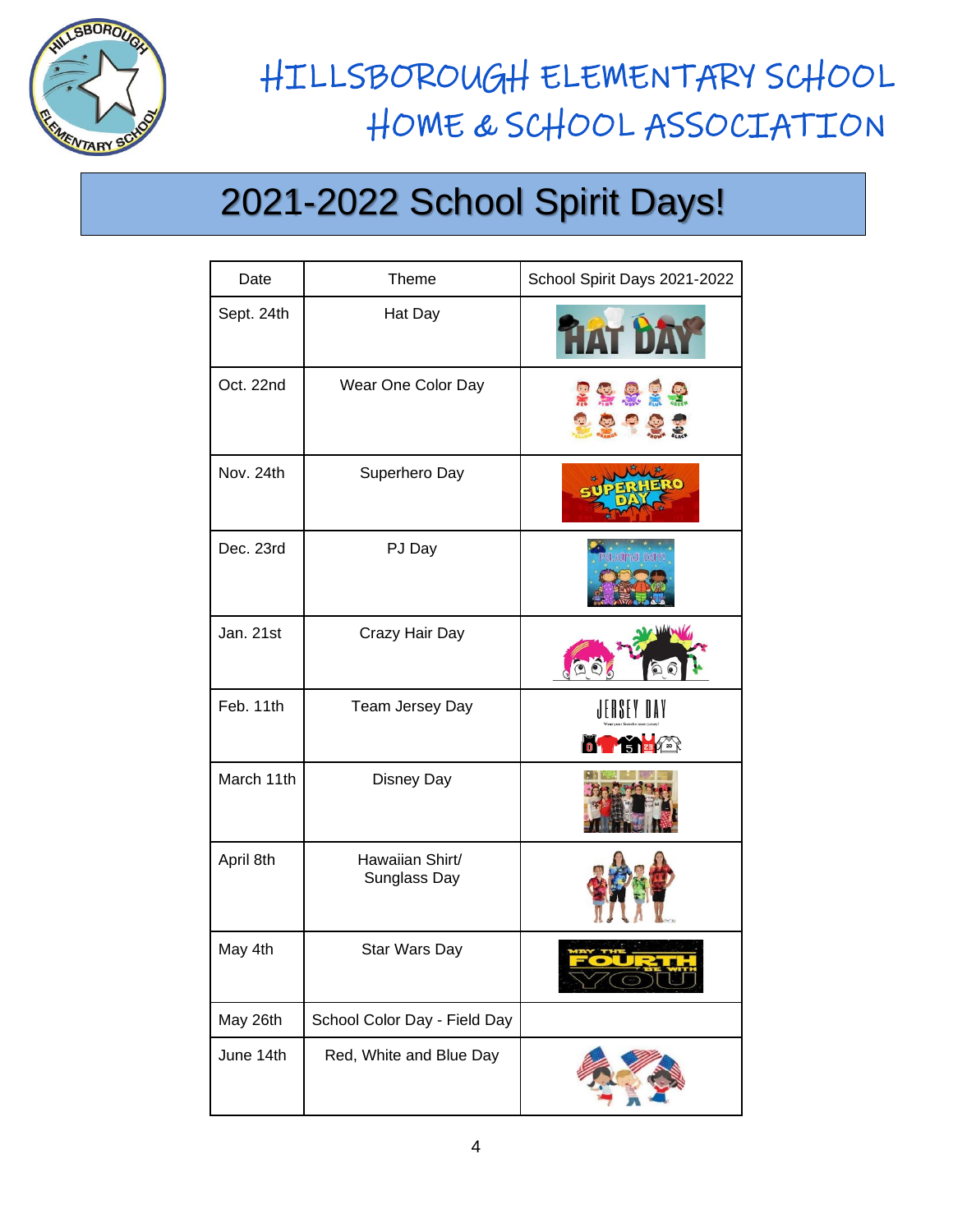# HILLSBOROUGH ELEMENTARY SCHOOL HOME & SCHOOL ASSOCIATION

## 2021-2022 School Spirit Days!

| Date | Theme | School Spirit Days 2021-2022 |
|---|---|---|
| Sept. 24th | Hat Day | |
| Oct. 22nd | Wear One Color Day | |
| Nov. 24th | Superhero Day | |
| Dec. 23rd | PJ Day | |
| Jan. 21st | Crazy Hair Day | |
| Feb. 11th | Team Jersey Day | |
| March 11th | Disney Day | |
| April 8th | Hawaiian Shirt/ Sunglass Day | |
| May 4th | Star Wars Day | |
| May 26th | School Color Day - Field Day | |
| June 14th | Red, White and Blue Day | |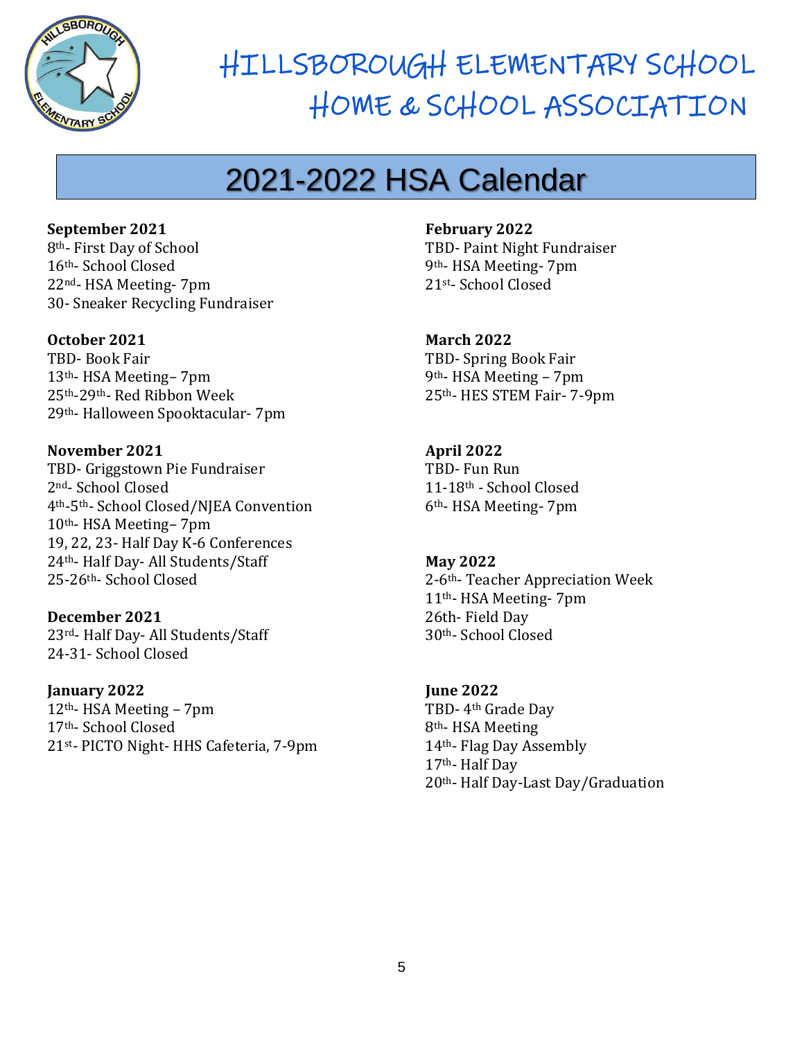# HILLSBOROUGH ELEMENTARY SCHOOL HOME & SCHOOL ASSOCIATION

## 2021-2022 HSA Calendar

**September 2021**
8th- First Day of School
16th- School Closed
22nd- HSA Meeting- 7pm
30- Sneaker Recycling Fundraiser

**October 2021**
TBD- Book Fair
13th- HSA Meeting– 7pm
25th-29th- Red Ribbon Week
29th- Halloween Spooktacular- 7pm

**November 2021**
TBD- Griggstown Pie Fundraiser
2nd- School Closed
4th-5th- School Closed/NJEA Convention
10th- HSA Meeting– 7pm
19, 22, 23- Half Day K-6 Conferences
24th- Half Day- All Students/Staff
25-26th- School Closed

**December 2021**
23rd- Half Day- All Students/Staff
24-31- School Closed

**January 2022**
12th- HSA Meeting – 7pm
17th- School Closed
21st- PICTO Night- HHS Cafeteria, 7-9pm

**February 2022**
TBD- Paint Night Fundraiser
9th- HSA Meeting- 7pm
21st- School Closed

**March 2022**
TBD- Spring Book Fair
9th- HSA Meeting – 7pm
25th- HES STEM Fair- 7-9pm

**April 2022**
TBD- Fun Run
11-18th - School Closed
6th- HSA Meeting- 7pm

**May 2022**
2-6th- Teacher Appreciation Week
11th- HSA Meeting- 7pm
26th- Field Day
30th- School Closed

**June 2022**
TBD- 4th Grade Day
8th- HSA Meeting
14th- Flag Day Assembly
17th- Half Day
20th- Half Day-Last Day/Graduation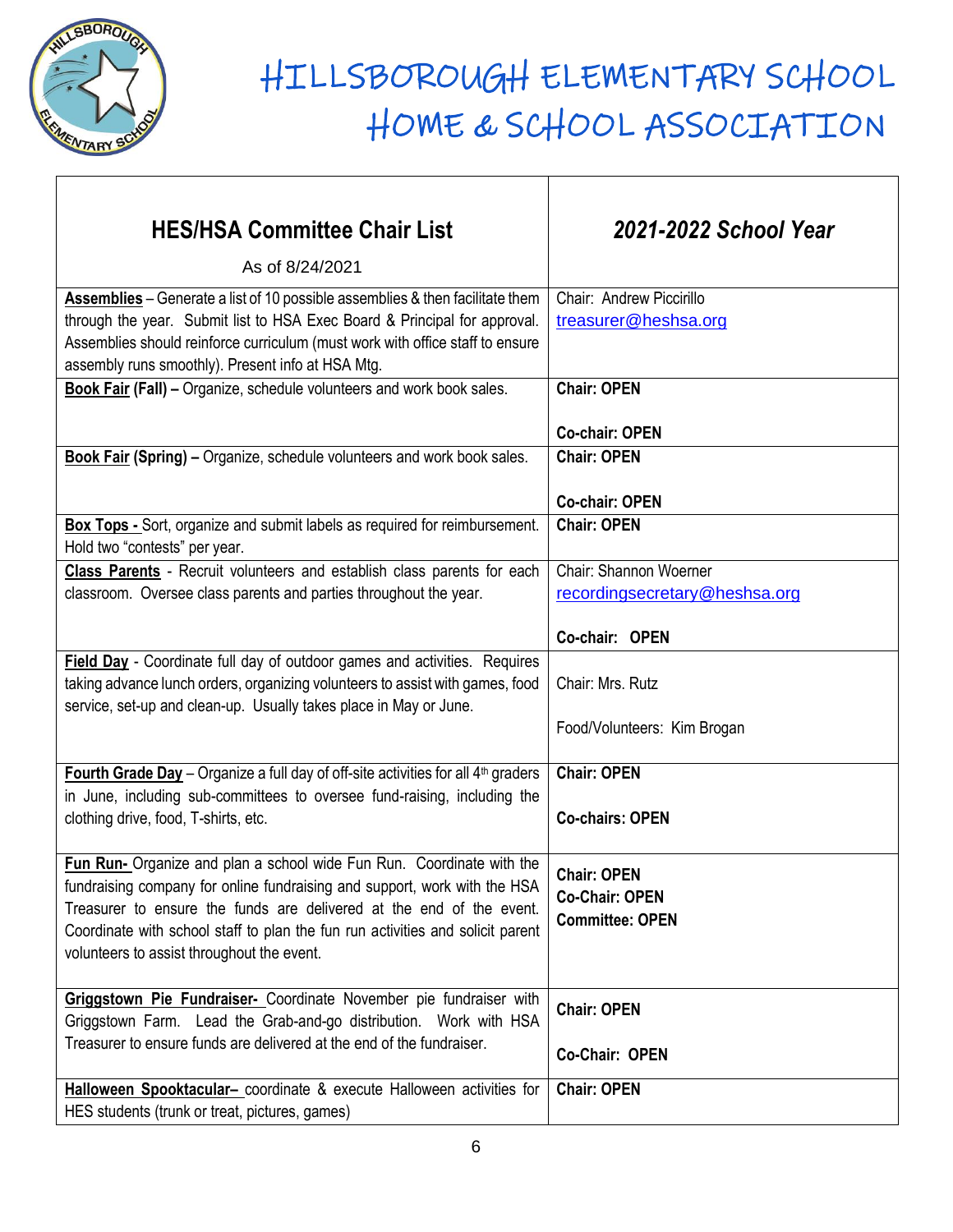# HILLSBOROUGH ELEMENTARY SCHOOL HOME & SCHOOL ASSOCIATION

| **HES/HSA Committee Chair List**<br>As of 8/24/2021 | ***2021-2022 School Year*** |
|---|---|
| **Assemblies** – Generate a list of 10 possible assemblies & then facilitate them through the year. Submit list to HSA Exec Board & Principal for approval. Assemblies should reinforce curriculum (must work with office staff to ensure assembly runs smoothly). Present info at HSA Mtg. | Chair: Andrew Piccirillo<br>treasurer@heshsa.org |
| **Book Fair (Fall) –** Organize, schedule volunteers and work book sales. | **Chair: OPEN**<br><br>**Co-chair: OPEN** |
| **Book Fair (Spring) –** Organize, schedule volunteers and work book sales. | **Chair: OPEN**<br><br>**Co-chair: OPEN** |
| **Box Tops -** Sort, organize and submit labels as required for reimbursement. Hold two "contests" per year. | **Chair: OPEN** |
| **Class Parents** - Recruit volunteers and establish class parents for each classroom. Oversee class parents and parties throughout the year. | Chair: Shannon Woerner<br>recordingsecretary@heshsa.org<br><br>**Co-chair: OPEN** |
| **Field Day** - Coordinate full day of outdoor games and activities. Requires taking advance lunch orders, organizing volunteers to assist with games, food service, set-up and clean-up. Usually takes place in May or June. | Chair: Mrs. Rutz<br><br>Food/Volunteers: Kim Brogan |
| **Fourth Grade Day** – Organize a full day of off-site activities for all 4th graders in June, including sub-committees to oversee fund-raising, including the clothing drive, food, T-shirts, etc. | **Chair: OPEN**<br><br>**Co-chairs: OPEN** |
| **Fun Run-** Organize and plan a school wide Fun Run. Coordinate with the fundraising company for online fundraising and support, work with the HSA Treasurer to ensure the funds are delivered at the end of the event. Coordinate with school staff to plan the fun run activities and solicit parent volunteers to assist throughout the event. | **Chair: OPEN**<br>**Co-Chair: OPEN**<br>**Committee: OPEN** |
| **Griggstown Pie Fundraiser-** Coordinate November pie fundraiser with Griggstown Farm. Lead the Grab-and-go distribution. Work with HSA Treasurer to ensure funds are delivered at the end of the fundraiser. | **Chair: OPEN**<br><br>**Co-Chair: OPEN** |
| **Halloween Spooktacular–** coordinate & execute Halloween activities for HES students (trunk or treat, pictures, games) | **Chair: OPEN** |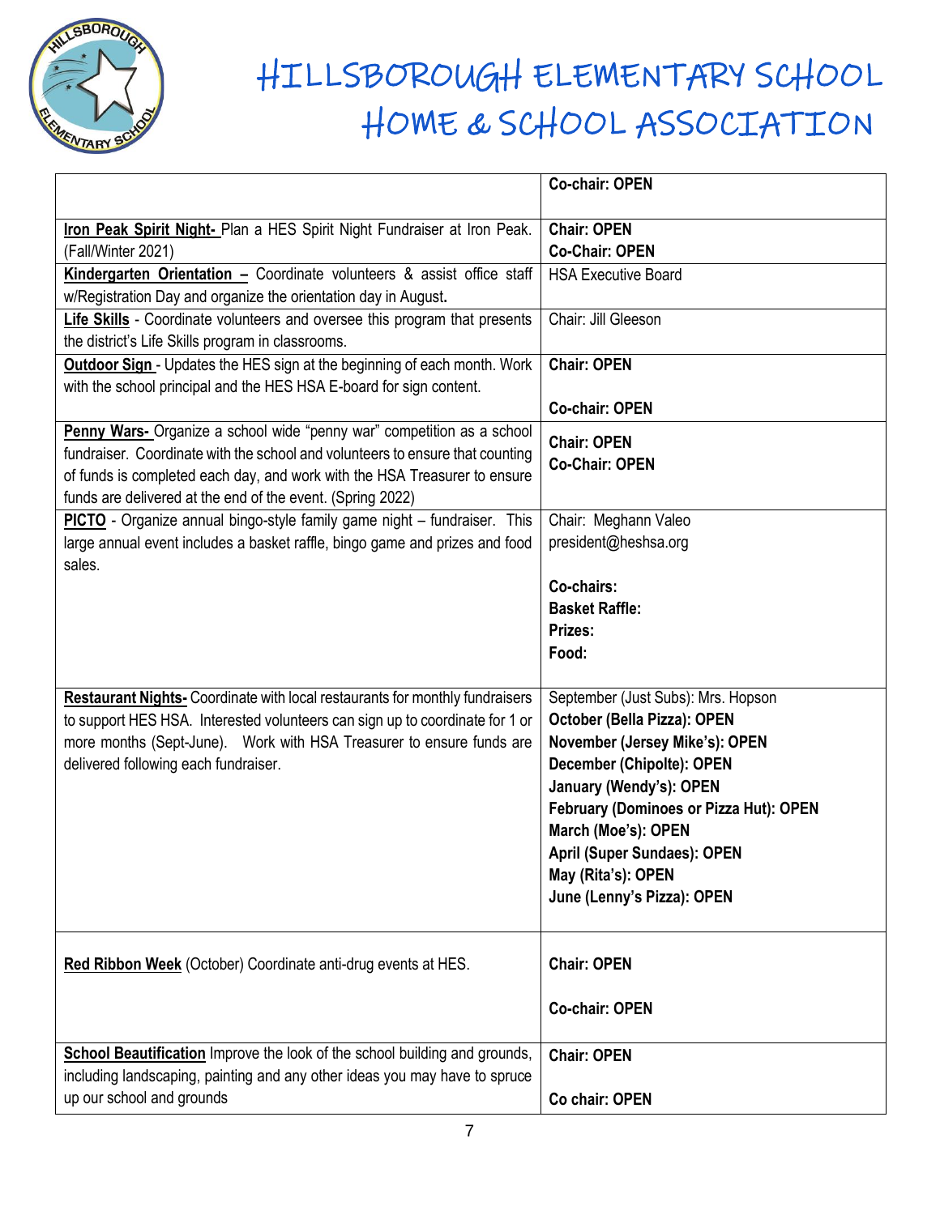# HILLSBOROUGH ELEMENTARY SCHOOL HOME & SCHOOL ASSOCIATION

| | |
|---|---|
| | **Co-chair: OPEN** |
| **Iron Peak Spirit Night-** Plan a HES Spirit Night Fundraiser at Iron Peak. (Fall/Winter 2021) | **Chair: OPEN**<br>**Co-Chair: OPEN** |
| **Kindergarten Orientation –** Coordinate volunteers & assist office staff w/Registration Day and organize the orientation day in August**.** | HSA Executive Board |
| **Life Skills** - Coordinate volunteers and oversee this program that presents the district's Life Skills program in classrooms. | Chair: Jill Gleeson |
| **Outdoor Sign** - Updates the HES sign at the beginning of each month. Work with the school principal and the HES HSA E-board for sign content. | **Chair: OPEN**<br><br>**Co-chair: OPEN** |
| **Penny Wars-** Organize a school wide "penny war" competition as a school fundraiser. Coordinate with the school and volunteers to ensure that counting of funds is completed each day, and work with the HSA Treasurer to ensure funds are delivered at the end of the event. (Spring 2022) | **Chair: OPEN**<br>**Co-Chair: OPEN** |
| **PICTO** - Organize annual bingo-style family game night – fundraiser. This large annual event includes a basket raffle, bingo game and prizes and food sales. | Chair: Meghann Valeo<br>president@heshsa.org<br><br>**Co-chairs:**<br>**Basket Raffle:**<br>**Prizes:**<br>**Food:** |
| **Restaurant Nights-** Coordinate with local restaurants for monthly fundraisers to support HES HSA. Interested volunteers can sign up to coordinate for 1 or more months (Sept-June). Work with HSA Treasurer to ensure funds are delivered following each fundraiser. | September (Just Subs): Mrs. Hopson<br>**October (Bella Pizza): OPEN**<br>**November (Jersey Mike's): OPEN**<br>**December (Chipolte): OPEN**<br>**January (Wendy's): OPEN**<br>**February (Dominoes or Pizza Hut): OPEN**<br>**March (Moe's): OPEN**<br>**April (Super Sundaes): OPEN**<br>**May (Rita's): OPEN**<br>**June (Lenny's Pizza): OPEN** |
| **Red Ribbon Week** (October) Coordinate anti-drug events at HES. | **Chair: OPEN**<br><br>**Co-chair: OPEN** |
| **School Beautification** Improve the look of the school building and grounds, including landscaping, painting and any other ideas you may have to spruce up our school and grounds | **Chair: OPEN**<br><br>**Co chair: OPEN** |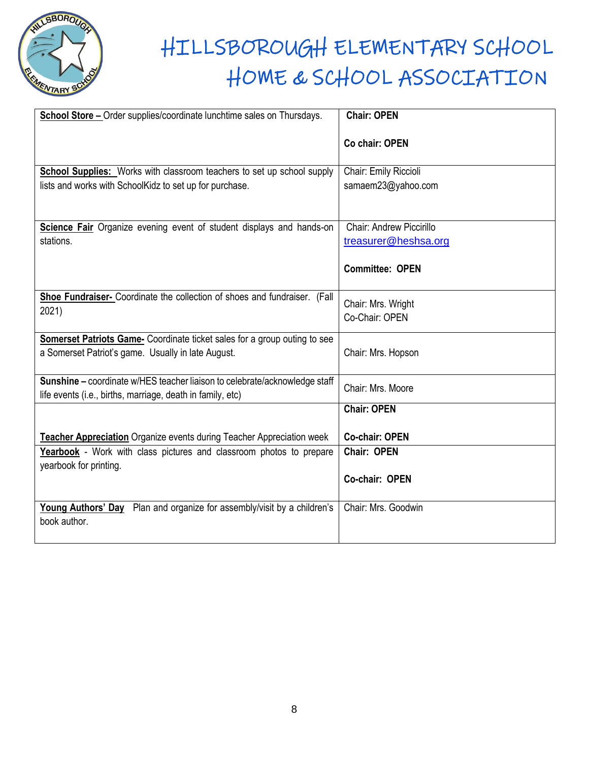# HILLSBOROUGH ELEMENTARY SCHOOL HOME & SCHOOL ASSOCIATION

| | |
|---|---|
| **School Store –** Order supplies/coordinate lunchtime sales on Thursdays. | **Chair: OPEN**<br><br>**Co chair: OPEN** |
| **School Supplies:** Works with classroom teachers to set up school supply lists and works with SchoolKidz to set up for purchase. | Chair: Emily Riccioli<br>samaem23@yahoo.com |
| **Science Fair** Organize evening event of student displays and hands-on stations. | Chair: Andrew Piccirillo<br>treasurer@heshsa.org<br><br>**Committee: OPEN** |
| **Shoe Fundraiser-** Coordinate the collection of shoes and fundraiser. (Fall 2021) | Chair: Mrs. Wright<br>Co-Chair: OPEN |
| **Somerset Patriots Game-** Coordinate ticket sales for a group outing to see a Somerset Patriot's game. Usually in late August. | Chair: Mrs. Hopson |
| **Sunshine –** coordinate w/HES teacher liaison to celebrate/acknowledge staff life events (i.e., births, marriage, death in family, etc) | Chair: Mrs. Moore |
| **Teacher Appreciation** Organize events during Teacher Appreciation week | **Chair: OPEN**<br><br>**Co-chair: OPEN** |
| **Yearbook** - Work with class pictures and classroom photos to prepare yearbook for printing. | **Chair: OPEN**<br><br>**Co-chair: OPEN** |
| **Young Authors' Day** Plan and organize for assembly/visit by a children's book author. | Chair: Mrs. Goodwin |